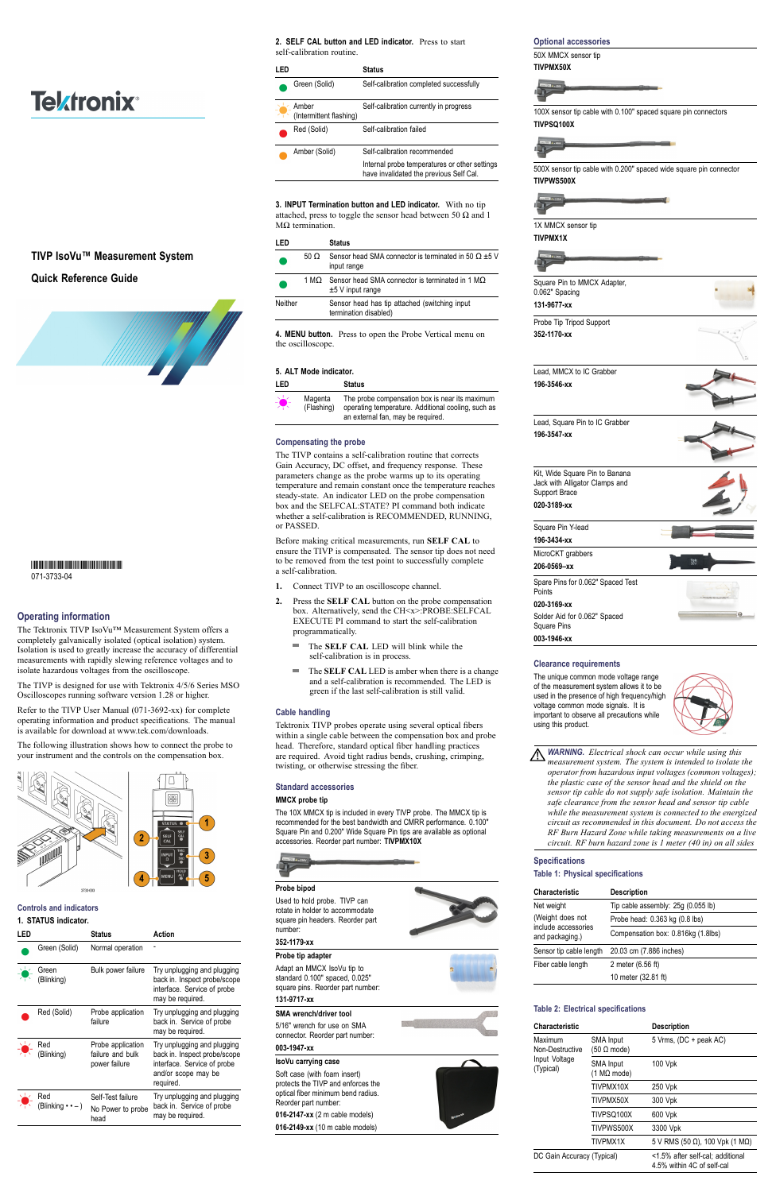Tektronix

# TIVP IsoVu™ Measurement System

# Quick Reference Guide

071-3733-04

## Operating information

The Tektronix TIVP IsoVu™ Measurement System offers a completely galvanically isolated (optical isolation) system. Isolation is used to greatly increase the accuracy of differential measurements with rapidly slewing reference voltages and to isolate hazardous voltages from the oscilloscope.

The TIVP is designed for use with Tektronix 4/5/6 Series MSO Oscilloscopes running software version 1.28 or higher.

Refer to the TIVP User Manual (071-3692-xx) for complete operating information and product specifications. The manual is available for download at www.tek.com/downloads.

The following illustration shows how to connect the probe to your instrument and the controls on the compensation box.

## Controls and indicators

**1. STATUS indicator.**

| LED | Status | Action |
|---|---|---|
| Green (Solid) | Normal operation | - |
| Green (Blinking) | Bulk power failure | Try unplugging and plugging back in. Inspect probe/scope interface. Service of probe may be required. |
| Red (Solid) | Probe application failure | Try unplugging and plugging back in. Service of probe may be required. |
| Red (Blinking) | Probe application failure and bulk power failure | Try unplugging and plugging back in. Inspect probe/scope interface. Service of probe and/or scope may be required. |
| Red (Blinking • • – ) | Self-Test failure<br>No Power to probe head | Try unplugging and plugging back in. Service of probe may be required. |

**2. SELF CAL button and LED indicator.** Press to start self-calibration routine.

| LED | Status |
|---|---|
| Green (Solid) | Self-calibration completed successfully |
| Amber (Intermittent flashing) | Self-calibration currently in progress |
| Red (Solid) | Self-calibration failed |
| Amber (Solid) | Self-calibration recommended<br>Internal probe temperatures or other settings have invalidated the previous Self Cal. |

**3. INPUT Termination button and LED indicator.** With no tip attached, press to toggle the sensor head between 50 Ω and 1 MΩ termination.

| LED | | Status |
|---|---|---|
| Green | 50 Ω | Sensor head SMA connector is terminated in 50 Ω ±5 V input range |
| Green | 1 MΩ | Sensor head SMA connector is terminated in 1 MΩ ±5 V input range |
| Neither | | Sensor head has tip attached (switching input termination disabled) |

**4. MENU button.** Press to open the Probe Vertical menu on the oscilloscope.

**5. ALT Mode indicator.**

| LED | Status |
|---|---|
| Magenta (Flashing) | The probe compensation box is near its maximum operating temperature. Additional cooling, such as an external fan, may be required. |

## Compensating the probe

The TIVP contains a self-calibration routine that corrects Gain Accuracy, DC offset, and frequency response. These parameters change as the probe warms up to its operating temperature and remain constant once the temperature reaches steady-state. An indicator LED on the probe compensation box and the SELFCAL:STATE? PI command both indicate whether a self-calibration is RECOMMENDED, RUNNING, or PASSED.

Before making critical measurements, run **SELF CAL** to ensure the TIVP is compensated. The sensor tip does not need to be removed from the test point to successfully complete a self-calibration.

1. Connect TIVP to an oscilloscope channel.
2. Press the **SELF CAL** button on the probe compensation box. Alternatively, send the CH<x>:PROBE:SELFCAL EXECUTE PI command to start the self-calibration programmatically.
   - The **SELF CAL** LED will blink while the self-calibration is in process.
   - The **SELF CAL** LED is amber when there is a change and a self-calibration is recommended. The LED is green if the last self-calibration is still valid.

## Cable handling

Tektronix TIVP probes operate using several optical fibers within a single cable between the compensation box and probe head. Therefore, standard optical fiber handling practices are required. Avoid tight radius bends, crushing, crimping, twisting, or otherwise stressing the fiber.

## Standard accessories

**MMCX probe tip**

The 10X MMCX tip is included in every TIVP probe. The MMCX tip is recommended for the best bandwidth and CMRR performance. 0.100" Square Pin and 0.200" Wide Square Pin tips are available as optional accessories. Reorder part number: **TIVPMX10X**

**Probe bipod**

Used to hold probe. TIVP can rotate in holder to accommodate square pin headers. Reorder part number:

**352-1179-xx**

**Probe tip adapter**

Adapt an MMCX IsoVu tip to standard 0.100" spaced, 0.025" square pins. Reorder part number:

**131-9717-xx**

**SMA wrench/driver tool**

5/16" wrench for use on SMA connector. Reorder part number:

**003-1947-xx**

**IsoVu carrying case**

Soft case (with foam insert) protects the TIVP and enforces the optical fiber minimum bend radius. Reorder part number:

**016-2147-xx** (2 m cable models)

**016-2149-xx** (10 m cable models)

## Optional accessories

50X MMCX sensor tip
**TIVPMX50X**

100X sensor tip cable with 0.100" spaced square pin connectors
**TIVPSQ100X**

500X sensor tip cable with 0.200" spaced wide square pin connector
**TIVPWS500X**

1X MMCX sensor tip
**TIVPMX1X**

Square Pin to MMCX Adapter, 0.062" Spacing
**131-9677-xx**

Probe Tip Tripod Support
**352-1170-xx**

Lead, MMCX to IC Grabber
**196-3546-xx**

Lead, Square Pin to IC Grabber
**196-3547-xx**

Kit, Wide Square Pin to Banana Jack with Alligator Clamps and Support Brace
**020-3189-xx**

Square Pin Y-lead
**196-3434-xx**

MicroCKT grabbers
**206-0569–xx**

Spare Pins for 0.062" Spaced Test Points
**020-3169-xx**

Solder Aid for 0.062" Spaced Square Pins
**003-1946-xx**

## Clearance requirements

The unique common mode voltage range of the measurement system allows it to be used in the presence of high frequency/high voltage common mode signals. It is important to observe all precautions while using this product.

***WARNING.*** *Electrical shock can occur while using this measurement system. The system is intended to isolate the operator from hazardous input voltages (common voltages); the plastic case of the sensor head and the shield on the sensor tip cable do not supply safe isolation. Maintain the safe clearance from the sensor head and sensor tip cable while the measurement system is connected to the energized circuit as recommended in this document. Do not access the RF Burn Hazard Zone while taking measurements on a live circuit. RF burn hazard zone is 1 meter (40 in) on all sides*

## Specifications

### Table 1: Physical specifications

| Characteristic | Description |
|---|---|
| Net weight<br>(Weight does not include accessories and packaging.) | Tip cable assembly: 25g (0.055 lb)<br>Probe head: 0.363 kg (0.8 lbs)<br>Compensation box: 0.816kg (1.8lbs) |
| Sensor tip cable length | 20.03 cm (7.886 inches) |
| Fiber cable length | 2 meter (6.56 ft)<br>10 meter (32.81 ft) |

### Table 2: Electrical specifications

| Characteristic | | Description |
|---|---|---|
| Maximum Non-Destructive Input Voltage (Typical) | SMA Input (50 Ω mode) | 5 Vrms, (DC + peak AC) |
| | SMA Input (1 MΩ mode) | 100 Vpk |
| | TIVPMX10X | 250 Vpk |
| | TIVPMX50X | 300 Vpk |
| | TIVPSQ100X | 600 Vpk |
| | TIVPWS500X | 3300 Vpk |
| | TIVPMX1X | 5 V RMS (50 Ω), 100 Vpk (1 MΩ) |
| DC Gain Accuracy (Typical) | | <1.5% after self-cal; additional 4.5% within 4C of self-cal |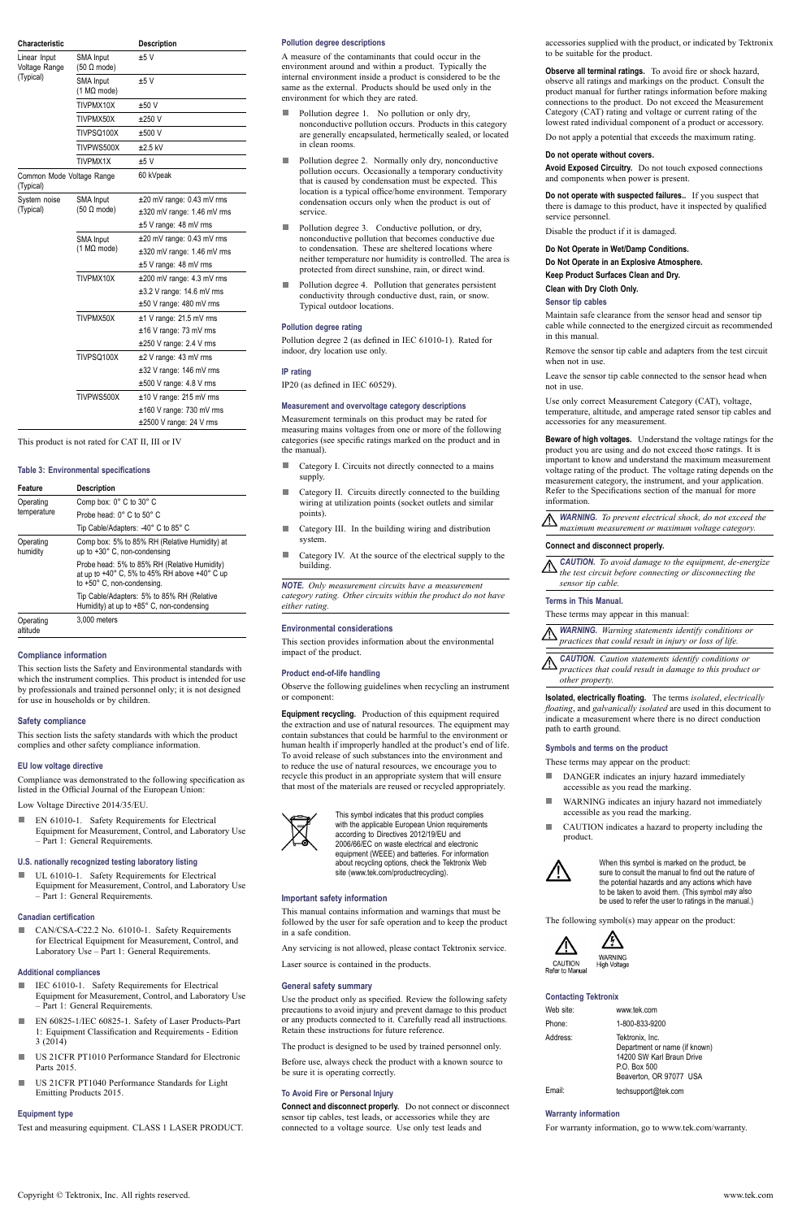| Characteristic | | Description |
|---|---|---|
| Linear Input Voltage Range (Typical) | SMA Input (50 Ω mode) | ±5 V |
| | SMA Input (1 MΩ mode) | ±5 V |
| | TIVPMX10X | ±50 V |
| | TIVPMX50X | ±250 V |
| | TIVPSQ100X | ±500 V |
| | TIVPWS500X | ±2.5 kV |
| | TIVPMX1X | ±5 V |
| Common Mode Voltage Range (Typical) | | 60 kVpeak |
| System noise (Typical) | SMA Input (50 Ω mode) | ±20 mV range: 0.43 mV rms |
| | | ±320 mV range: 1.46 mV rms |
| | | ±5 V range: 48 mV rms |
| | SMA Input (1 MΩ mode) | ±20 mV range: 0.43 mV rms |
| | | ±320 mV range: 1.46 mV rms |
| | | ±5 V range: 48 mV rms |
| | TIVPMX10X | ±200 mV range: 4.3 mV rms |
| | | ±3.2 V range: 14.6 mV rms |
| | | ±50 V range: 480 mV rms |
| | TIVPMX50X | ±1 V range: 21.5 mV rms |
| | | ±16 V range: 73 mV rms |
| | | ±250 V range: 2.4 V rms |
| | TIVPSQ100X | ±2 V range: 43 mV rms |
| | | ±32 V range: 146 mV rms |
| | | ±500 V range: 4.8 V rms |
| | TIVPWS500X | ±10 V range: 215 mV rms |
| | | ±160 V range: 730 mV rms |
| | | ±2500 V range: 24 V rms |

This product is not rated for CAT II, III or IV

### Table 3: Environmental specifications

| Feature | Description |
|---|---|
| Operating temperature | Comp box: 0° C to 30° C |
| | Probe head: 0° C to 50° C |
| | Tip Cable/Adapters: -40° C to 85° C |
| Operating humidity | Comp box: 5% to 85% RH (Relative Humidity) at up to +30° C, non-condensing |
| | Probe head: 5% to 85% RH (Relative Humidity) at up to +40° C, 5% to 45% RH above +40° C up to +50° C, non-condensing. |
| | Tip Cable/Adapters: 5% to 85% RH (Relative Humidity) at up to +85° C, non-condensing |
| Operating altitude | 3,000 meters |

## Compliance information

This section lists the Safety and Environmental standards with which the instrument complies. This product is intended for use by professionals and trained personnel only; it is not designed for use in households or by children.

### Safety compliance

This section lists the safety standards with which the product complies and other safety compliance information.

#### EU low voltage directive

Compliance was demonstrated to the following specification as listed in the Official Journal of the European Union:

Low Voltage Directive 2014/35/EU.

- EN 61010-1. Safety Requirements for Electrical Equipment for Measurement, Control, and Laboratory Use – Part 1: General Requirements.

#### U.S. nationally recognized testing laboratory listing

- UL 61010-1. Safety Requirements for Electrical Equipment for Measurement, Control, and Laboratory Use – Part 1: General Requirements.

#### Canadian certification

- CAN/CSA-C22.2 No. 61010-1. Safety Requirements for Electrical Equipment for Measurement, Control, and Laboratory Use – Part 1: General Requirements.

#### Additional compliances

- IEC 61010-1. Safety Requirements for Electrical Equipment for Measurement, Control, and Laboratory Use – Part 1: General Requirements.
- EN 60825-1/IEC 60825-1. Safety of Laser Products-Part 1: Equipment Classification and Requirements - Edition 3 (2014)
- US 21CFR PT1010 Performance Standard for Electronic Parts 2015.
- US 21CFR PT1040 Performance Standards for Light Emitting Products 2015.

#### Equipment type

Test and measuring equipment. CLASS 1 LASER PRODUCT.

#### Pollution degree descriptions

A measure of the contaminants that could occur in the environment around and within a product. Typically the internal environment inside a product is considered to be the same as the external. Products should be used only in the environment for which they are rated.

- Pollution degree 1. No pollution or only dry, nonconductive pollution occurs. Products in this category are generally encapsulated, hermetically sealed, or located in clean rooms.
- Pollution degree 2. Normally only dry, nonconductive pollution occurs. Occasionally a temporary conductivity that is caused by condensation must be expected. This location is a typical office/home environment. Temporary condensation occurs only when the product is out of service.
- Pollution degree 3. Conductive pollution, or dry, nonconductive pollution that becomes conductive due to condensation. These are sheltered locations where neither temperature nor humidity is controlled. The area is protected from direct sunshine, rain, or direct wind.
- Pollution degree 4. Pollution that generates persistent conductivity through conductive dust, rain, or snow. Typical outdoor locations.

#### Pollution degree rating

Pollution degree 2 (as defined in IEC 61010-1). Rated for indoor, dry location use only.

#### IP rating

IP20 (as defined in IEC 60529).

#### Measurement and overvoltage category descriptions

Measurement terminals on this product may be rated for measuring mains voltages from one or more of the following categories (see specific ratings marked on the product and in the manual).

- Category I. Circuits not directly connected to a mains supply.
- Category II. Circuits directly connected to the building wiring at utilization points (socket outlets and similar points).
- Category III. In the building wiring and distribution system.
- Category IV. At the source of the electrical supply to the building.

*NOTE. Only measurement circuits have a measurement category rating. Other circuits within the product do not have either rating.*

### Environmental considerations

This section provides information about the environmental impact of the product.

#### Product end-of-life handling

Observe the following guidelines when recycling an instrument or component:

**Equipment recycling.** Production of this equipment required the extraction and use of natural resources. The equipment may contain substances that could be harmful to the environment or human health if improperly handled at the product's end of life. To avoid release of such substances into the environment and to reduce the use of natural resources, we encourage you to recycle this product in an appropriate system that will ensure that most of the materials are reused or recycled appropriately.

This symbol indicates that this product complies with the applicable European Union requirements according to Directives 2012/19/EU and 2006/66/EC on waste electrical and electronic equipment (WEEE) and batteries. For information about recycling options, check the Tektronix Web site (www.tek.com/productrecycling).

## Important safety information

This manual contains information and warnings that must be followed by the user for safe operation and to keep the product in a safe condition.

Any servicing is not allowed, please contact Tektronix service.

Laser source is contained in the products.

### General safety summary

Use the product only as specified. Review the following safety precautions to avoid injury and prevent damage to this product or any products connected to it. Carefully read all instructions. Retain these instructions for future reference.

The product is designed to be used by trained personnel only.

Before use, always check the product with a known source to be sure it is operating correctly.

#### To Avoid Fire or Personal Injury

**Connect and disconnect properly.** Do not connect or disconnect sensor tip cables, test leads, or accessories while they are connected to a voltage source. Use only test leads and accessories supplied with the product, or indicated by Tektronix to be suitable for the product.

**Observe all terminal ratings.** To avoid fire or shock hazard, observe all ratings and markings on the product. Consult the product manual for further ratings information before making connections to the product. Do not exceed the Measurement Category (CAT) rating and voltage or current rating of the lowest rated individual component of a product or accessory.

Do not apply a potential that exceeds the maximum rating.

**Do not operate without covers.**

**Avoid Exposed Circuitry.** Do not touch exposed connections and components when power is present.

**Do not operate with suspected failures..** If you suspect that there is damage to this product, have it inspected by qualified service personnel.

Disable the product if it is damaged.

**Do Not Operate in Wet/Damp Conditions.**

**Do Not Operate in an Explosive Atmosphere.**

**Keep Product Surfaces Clean and Dry.**

**Clean with Dry Cloth Only.**

#### Sensor tip cables

Maintain safe clearance from the sensor head and sensor tip cable while connected to the energized circuit as recommended in this manual.

Remove the sensor tip cable and adapters from the test circuit when not in use.

Leave the sensor tip cable connected to the sensor head when not in use.

Use only correct Measurement Category (CAT), voltage, temperature, altitude, and amperage rated sensor tip cables and accessories for any measurement.

**Beware of high voltages.** Understand the voltage ratings for the product you are using and do not exceed those ratings. It is important to know and understand the maximum measurement voltage rating of the product. The voltage rating depends on the measurement category, the instrument, and your application. Refer to the Specifications section of the manual for more information.

*WARNING. To prevent electrical shock, do not exceed the maximum measurement or maximum voltage category.*

**Connect and disconnect properly.**

*CAUTION. To avoid damage to the equipment, de-energize the test circuit before connecting or disconnecting the sensor tip cable.*

#### Terms in This Manual.

These terms may appear in this manual:

*WARNING. Warning statements identify conditions or practices that could result in injury or loss of life.*

*CAUTION. Caution statements identify conditions or practices that could result in damage to this product or other property.*

**Isolated, electrically floating.** The terms *isolated*, *electrically floating*, and *galvanically isolated* are used in this document to indicate a measurement where there is no direct conduction path to earth ground.

#### Symbols and terms on the product

These terms may appear on the product:

- DANGER indicates an injury hazard immediately accessible as you read the marking.
- WARNING indicates an injury hazard not immediately accessible as you read the marking.
- CAUTION indicates a hazard to property including the product.

When this symbol is marked on the product, be sure to consult the manual to find out the nature of the potential hazards and any actions which have to be taken to avoid them. (This symbol may also be used to refer the user to ratings in the manual.)

The following symbol(s) may appear on the product:

CAUTION Refer to Manual

WARNING High Voltage

### Contacting Tektronix

| | |
|---|---|
| Web site: | www.tek.com |
| Phone: | 1-800-833-9200 |
| Address: | Tektronix, Inc.<br>Department or name (if known)<br>14200 SW Karl Braun Drive<br>P.O. Box 500<br>Beaverton, OR 97077 USA |
| Email: | techsupport@tek.com |

### Warranty information

For warranty information, go to www.tek.com/warranty.

Copyright © Tektronix, Inc. All rights reserved.